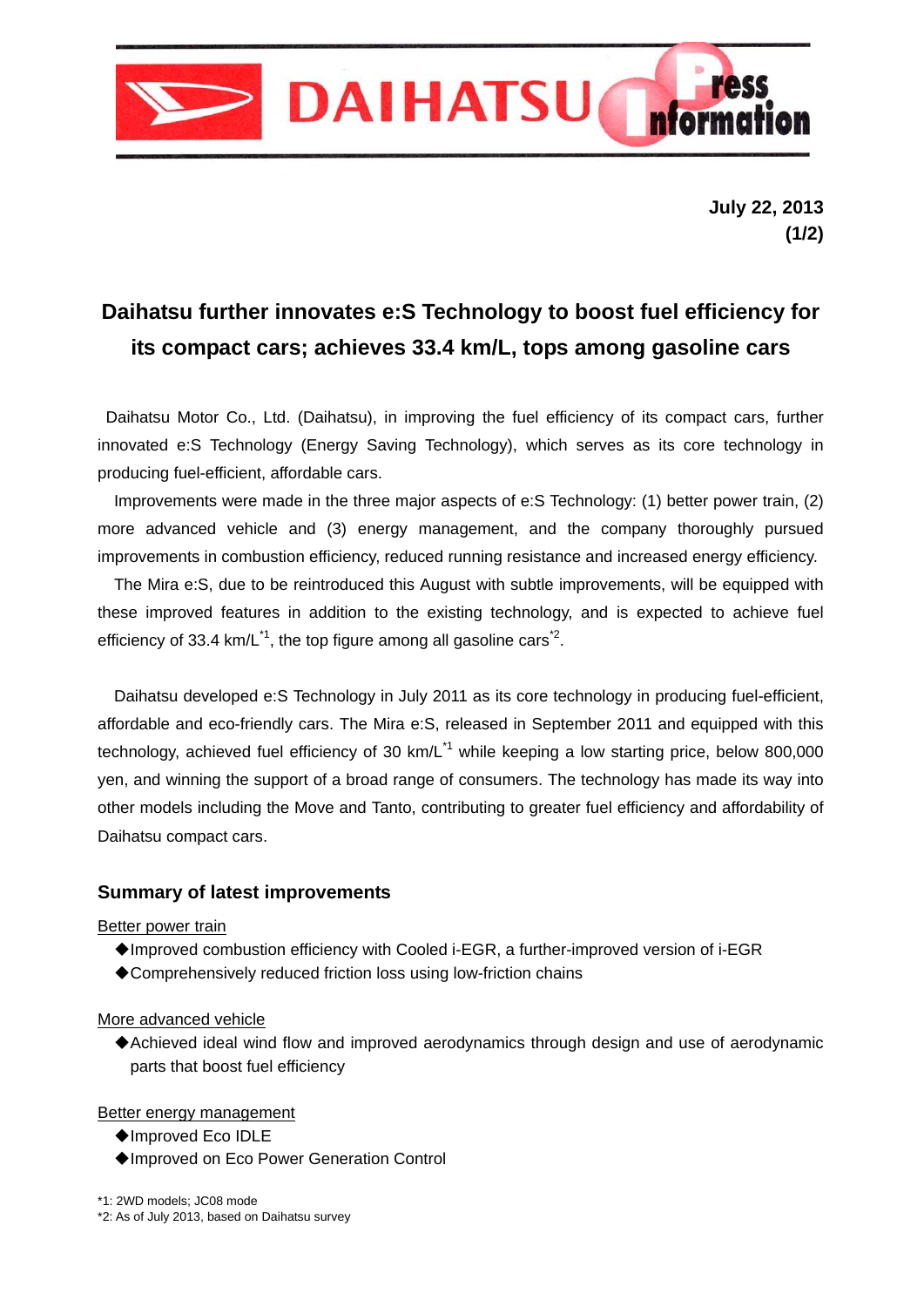DAIHATSU Press Information

July 22, 2013

(1/2)

# Daihatsu further innovates e:S Technology to boost fuel efficiency for its compact cars; achieves 33.4 km/L, tops among gasoline cars

Daihatsu Motor Co., Ltd. (Daihatsu), in improving the fuel efficiency of its compact cars, further innovated e:S Technology (Energy Saving Technology), which serves as its core technology in producing fuel-efficient, affordable cars.

Improvements were made in the three major aspects of e:S Technology: (1) better power train, (2) more advanced vehicle and (3) energy management, and the company thoroughly pursued improvements in combustion efficiency, reduced running resistance and increased energy efficiency.

The Mira e:S, due to be reintroduced this August with subtle improvements, will be equipped with these improved features in addition to the existing technology, and is expected to achieve fuel efficiency of 33.4 km/L[*1], the top figure among all gasoline cars[*2].

Daihatsu developed e:S Technology in July 2011 as its core technology in producing fuel-efficient, affordable and eco-friendly cars. The Mira e:S, released in September 2011 and equipped with this technology, achieved fuel efficiency of 30 km/L[*1] while keeping a low starting price, below 800,000 yen, and winning the support of a broad range of consumers. The technology has made its way into other models including the Move and Tanto, contributing to greater fuel efficiency and affordability of Daihatsu compact cars.

## Summary of latest improvements

Better power train

- ◆Improved combustion efficiency with Cooled i-EGR, a further-improved version of i-EGR
- ◆Comprehensively reduced friction loss using low-friction chains

More advanced vehicle

- ◆Achieved ideal wind flow and improved aerodynamics through design and use of aerodynamic parts that boost fuel efficiency

Better energy management

- ◆Improved Eco IDLE
- ◆Improved on Eco Power Generation Control

*1: 2WD models; JC08 mode
*2: As of July 2013, based on Daihatsu survey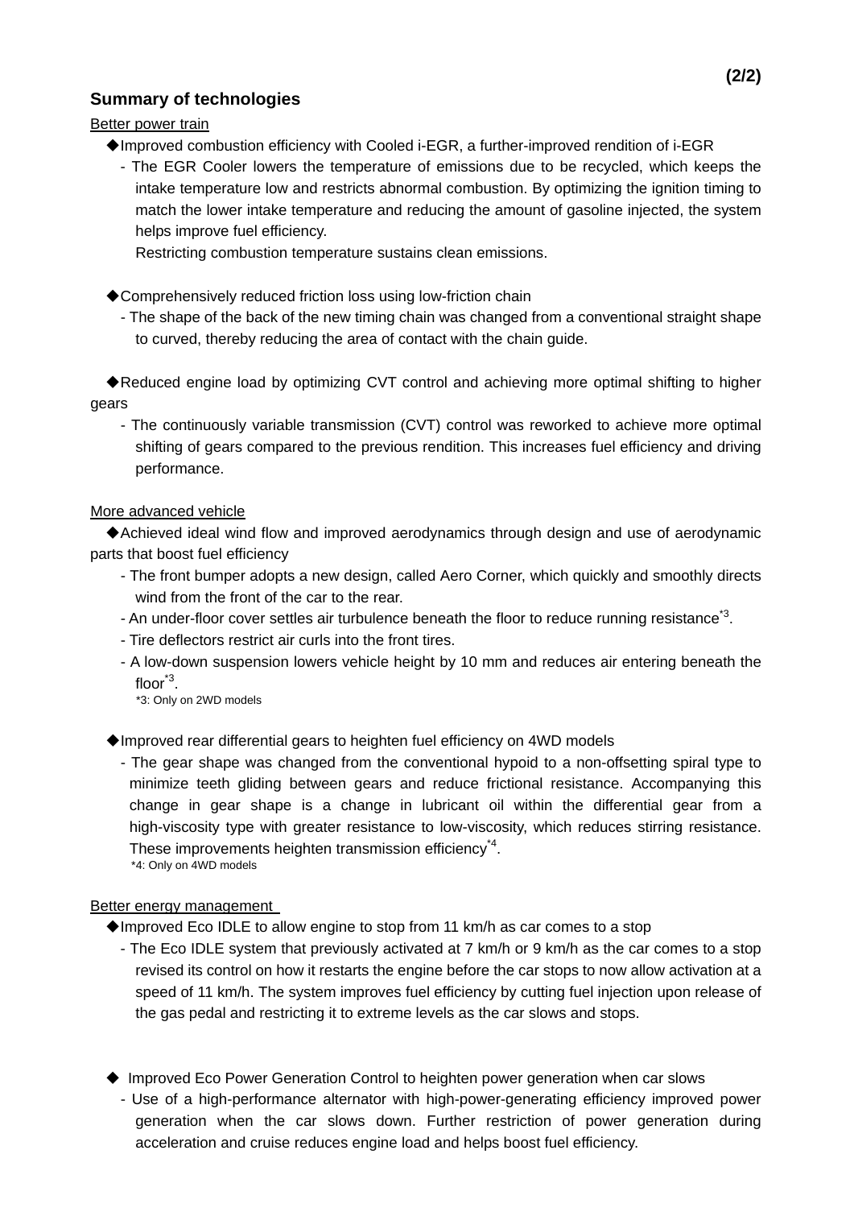## Summary of technologies

<u>Better power train</u>

◆Improved combustion efficiency with Cooled i-EGR, a further-improved rendition of i-EGR

- The EGR Cooler lowers the temperature of emissions due to be recycled, which keeps the intake temperature low and restricts abnormal combustion. By optimizing the ignition timing to match the lower intake temperature and reducing the amount of gasoline injected, the system helps improve fuel efficiency.
  Restricting combustion temperature sustains clean emissions.

◆Comprehensively reduced friction loss using low-friction chain

- The shape of the back of the new timing chain was changed from a conventional straight shape to curved, thereby reducing the area of contact with the chain guide.

◆Reduced engine load by optimizing CVT control and achieving more optimal shifting to higher gears

- The continuously variable transmission (CVT) control was reworked to achieve more optimal shifting of gears compared to the previous rendition. This increases fuel efficiency and driving performance.

<u>More advanced vehicle</u>

◆Achieved ideal wind flow and improved aerodynamics through design and use of aerodynamic parts that boost fuel efficiency

- The front bumper adopts a new design, called Aero Corner, which quickly and smoothly directs wind from the front of the car to the rear.
- An under-floor cover settles air turbulence beneath the floor to reduce running resistance[*3].
- Tire deflectors restrict air curls into the front tires.
- A low-down suspension lowers vehicle height by 10 mm and reduces air entering beneath the floor[*3].

*3: Only on 2WD models

◆Improved rear differential gears to heighten fuel efficiency on 4WD models

- The gear shape was changed from the conventional hypoid to a non-offsetting spiral type to minimize teeth gliding between gears and reduce frictional resistance. Accompanying this change in gear shape is a change in lubricant oil within the differential gear from a high-viscosity type with greater resistance to low-viscosity, which reduces stirring resistance. These improvements heighten transmission efficiency[*4].

*4: Only on 4WD models

<u>Better energy management</u>

◆Improved Eco IDLE to allow engine to stop from 11 km/h as car comes to a stop

- The Eco IDLE system that previously activated at 7 km/h or 9 km/h as the car comes to a stop revised its control on how it restarts the engine before the car stops to now allow activation at a speed of 11 km/h. The system improves fuel efficiency by cutting fuel injection upon release of the gas pedal and restricting it to extreme levels as the car slows and stops.

◆ Improved Eco Power Generation Control to heighten power generation when car slows

- Use of a high-performance alternator with high-power-generating efficiency improved power generation when the car slows down. Further restriction of power generation during acceleration and cruise reduces engine load and helps boost fuel efficiency.